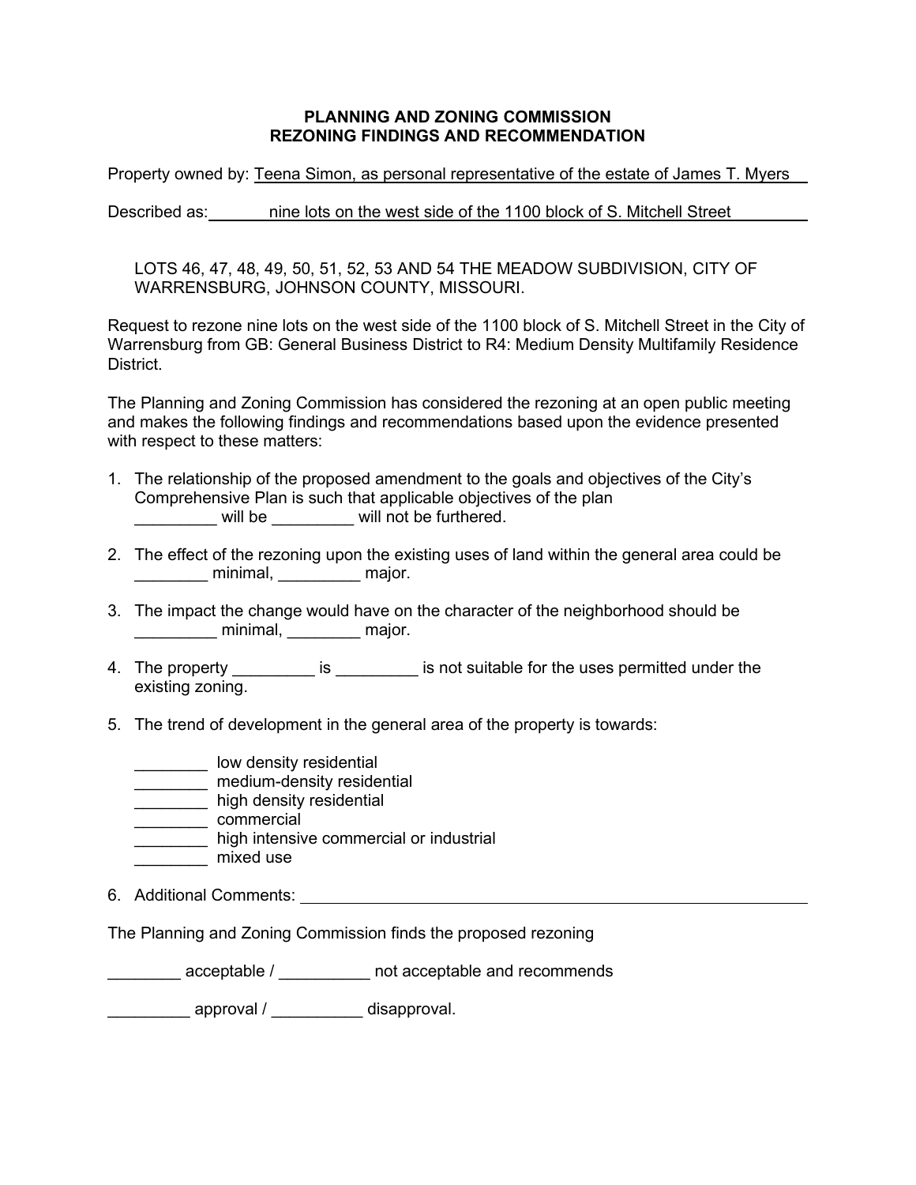# PLANNING AND ZONING COMMISSION
## REZONING FINDINGS AND RECOMMENDATION

Property owned by: Teena Simon, as personal representative of the estate of James T. Myers

Described as: nine lots on the west side of the 1100 block of S. Mitchell Street

LOTS 46, 47, 48, 49, 50, 51, 52, 53 AND 54 THE MEADOW SUBDIVISION, CITY OF WARRENSBURG, JOHNSON COUNTY, MISSOURI.

Request to rezone nine lots on the west side of the 1100 block of S. Mitchell Street in the City of Warrensburg from GB: General Business District to R4: Medium Density Multifamily Residence District.

The Planning and Zoning Commission has considered the rezoning at an open public meeting and makes the following findings and recommendations based upon the evidence presented with respect to these matters:

1. The relationship of the proposed amendment to the goals and objectives of the City's Comprehensive Plan is such that applicable objectives of the plan _________ will be _________ will not be furthered.

2. The effect of the rezoning upon the existing uses of land within the general area could be ________ minimal, _________ major.

3. The impact the change would have on the character of the neighborhood should be _________ minimal, ________ major.

4. The property _________ is _________ is not suitable for the uses permitted under the existing zoning.

5. The trend of development in the general area of the property is towards:

   ________ low density residential
   ________ medium-density residential
   ________ high density residential
   ________ commercial
   ________ high intensive commercial or industrial
   ________ mixed use

6. Additional Comments: ____________________________________________________________

The Planning and Zoning Commission finds the proposed rezoning

________ acceptable / __________ not acceptable and recommends

_________ approval / __________ disapproval.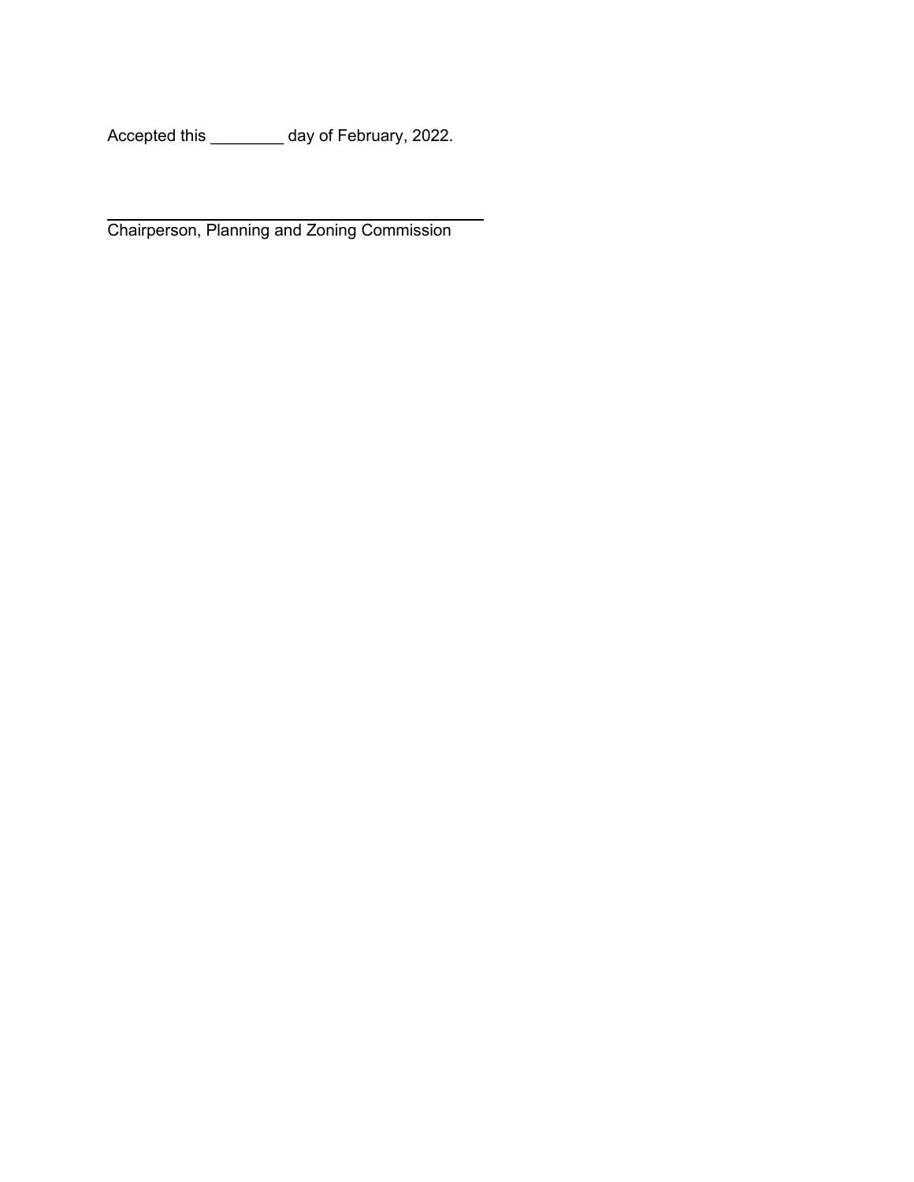Accepted this ________ day of February, 2022.

______________________________________
Chairperson, Planning and Zoning Commission